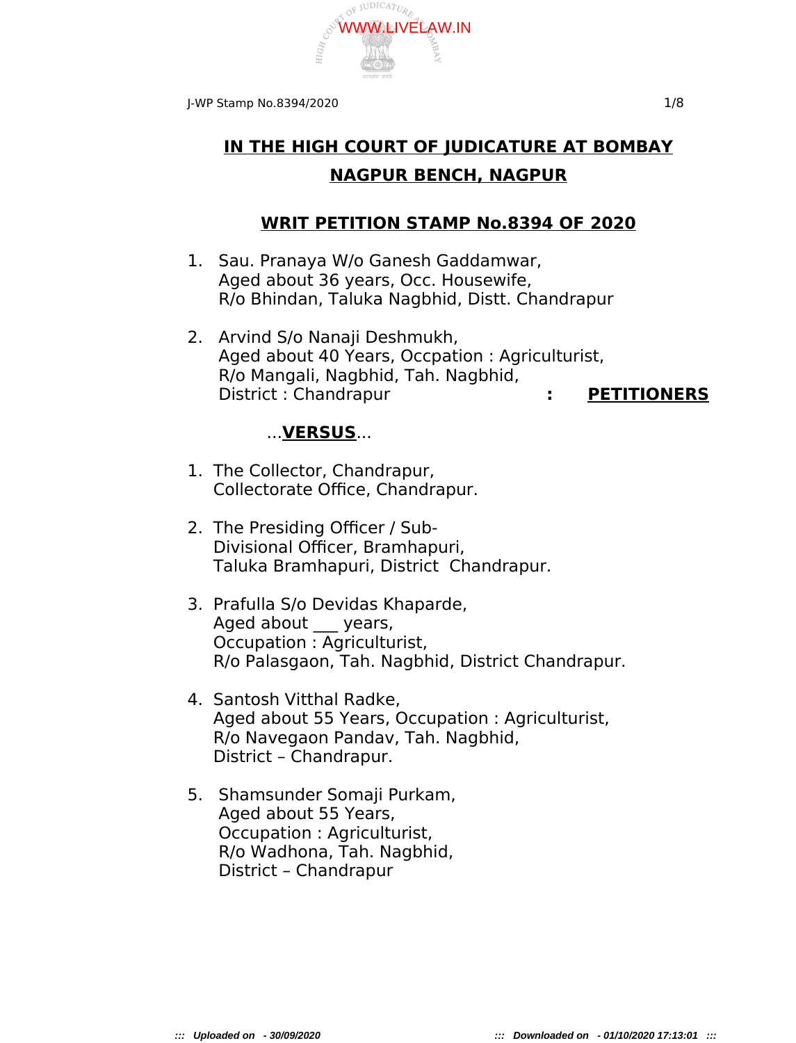# IN THE HIGH COURT OF JUDICATURE AT BOMBAY
## NAGPUR BENCH, NAGPUR

### WRIT PETITION STAMP No.8394 OF 2020

1. Sau. Pranaya W/o Ganesh Gaddamwar,
   Aged about 36 years, Occ. Housewife,
   R/o Bhindan, Taluka Nagbhid, Distt. Chandrapur

2. Arvind S/o Nanaji Deshmukh,
   Aged about 40 Years, Occpation : Agriculturist,
   R/o Mangali, Nagbhid, Tah. Nagbhid,
   District : Chandrapur : **PETITIONERS**

...**VERSUS**...

1. The Collector, Chandrapur,
   Collectorate Office, Chandrapur.

2. The Presiding Officer / Sub-
   Divisional Officer, Bramhapuri,
   Taluka Bramhapuri, District Chandrapur.

3. Prafulla S/o Devidas Khaparde,
   Aged about ___ years,
   Occupation : Agriculturist,
   R/o Palasgaon, Tah. Nagbhid, District Chandrapur.

4. Santosh Vitthal Radke,
   Aged about 55 Years, Occupation : Agriculturist,
   R/o Navegaon Pandav, Tah. Nagbhid,
   District – Chandrapur.

5. Shamsunder Somaji Purkam,
   Aged about 55 Years,
   Occupation : Agriculturist,
   R/o Wadhona, Tah. Nagbhid,
   District – Chandrapur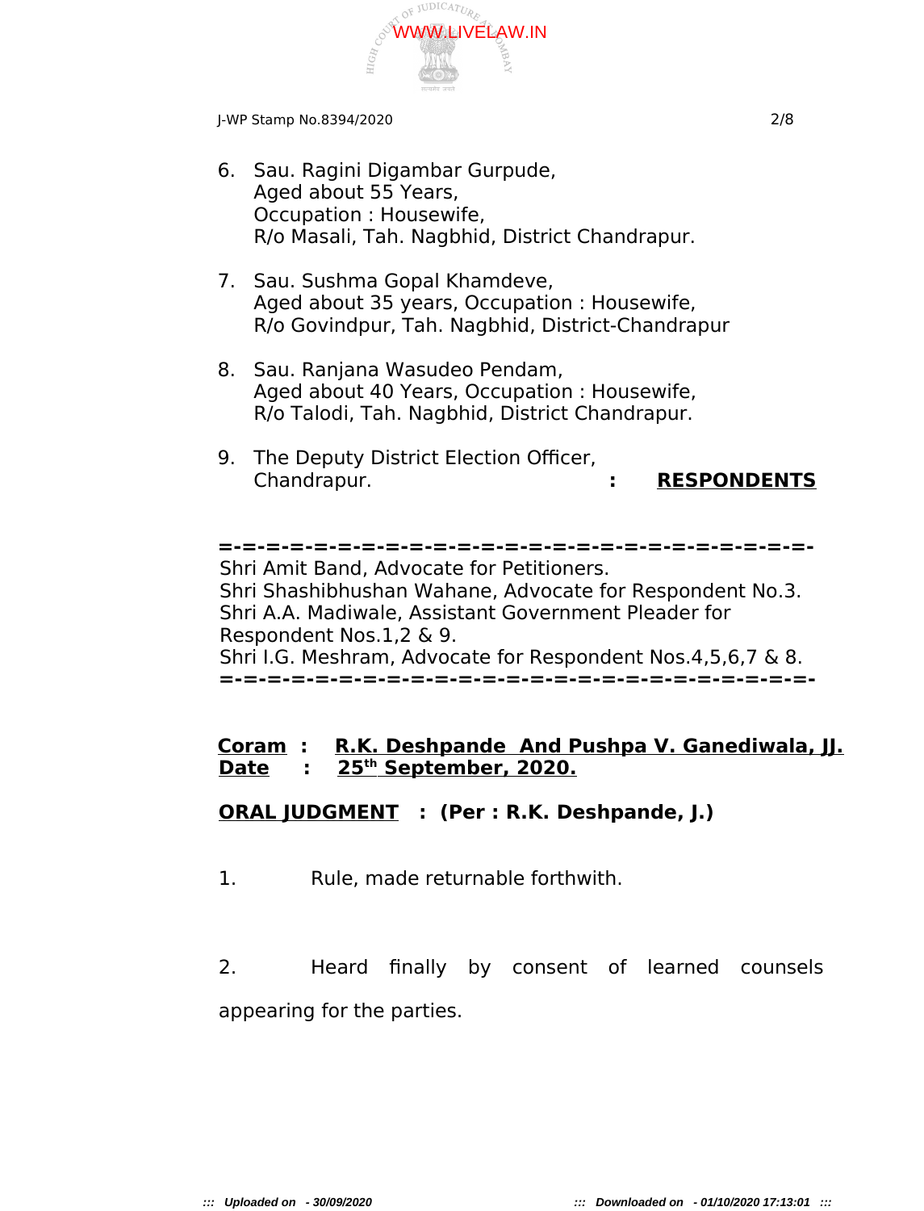6. Sau. Ragini Digambar Gurpude,
   Aged about 55 Years,
   Occupation : Housewife,
   R/o Masali, Tah. Nagbhid, District Chandrapur.

7. Sau. Sushma Gopal Khamdeve,
   Aged about 35 years, Occupation : Housewife,
   R/o Govindpur, Tah. Nagbhid, District-Chandrapur

8. Sau. Ranjana Wasudeo Pendam,
   Aged about 40 Years, Occupation : Housewife,
   R/o Talodi, Tah. Nagbhid, District Chandrapur.

9. The Deputy District Election Officer,
   Chandrapur. : **RESPONDENTS**

=-=-=-=-=-=-=-=-=-=-=-=-=-=-=-=-=-=-=-=-=-=-=-=-=-=-

Shri Amit Band, Advocate for Petitioners.
Shri Shashibhushan Wahane, Advocate for Respondent No.3.
Shri A.A. Madiwale, Assistant Government Pleader for Respondent Nos.1,2 & 9.
Shri I.G. Meshram, Advocate for Respondent Nos.4,5,6,7 & 8.

=-=-=-=-=-=-=-=-=-=-=-=-=-=-=-=-=-=-=-=-=-=-=-=-=-=-

**Coram : R.K. Deshpande And Pushpa V. Ganediwala, JJ.**
**Date : 25th September, 2020.**

**ORAL JUDGMENT : (Per : R.K. Deshpande, J.)**

1. Rule, made returnable forthwith.

2. Heard finally by consent of learned counsels appearing for the parties.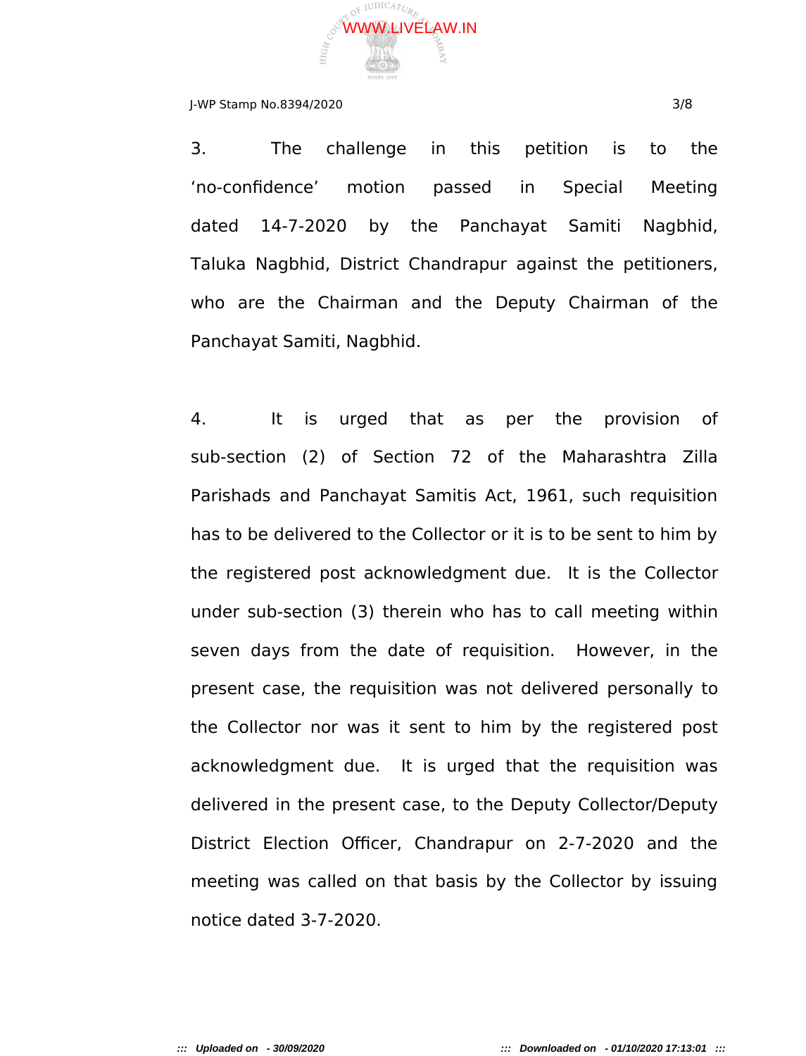3. The challenge in this petition is to the 'no-confidence' motion passed in Special Meeting dated 14-7-2020 by the Panchayat Samiti Nagbhid, Taluka Nagbhid, District Chandrapur against the petitioners, who are the Chairman and the Deputy Chairman of the Panchayat Samiti, Nagbhid.

4. It is urged that as per the provision of sub-section (2) of Section 72 of the Maharashtra Zilla Parishads and Panchayat Samitis Act, 1961, such requisition has to be delivered to the Collector or it is to be sent to him by the registered post acknowledgment due. It is the Collector under sub-section (3) therein who has to call meeting within seven days from the date of requisition. However, in the present case, the requisition was not delivered personally to the Collector nor was it sent to him by the registered post acknowledgment due. It is urged that the requisition was delivered in the present case, to the Deputy Collector/Deputy District Election Officer, Chandrapur on 2-7-2020 and the meeting was called on that basis by the Collector by issuing notice dated 3-7-2020.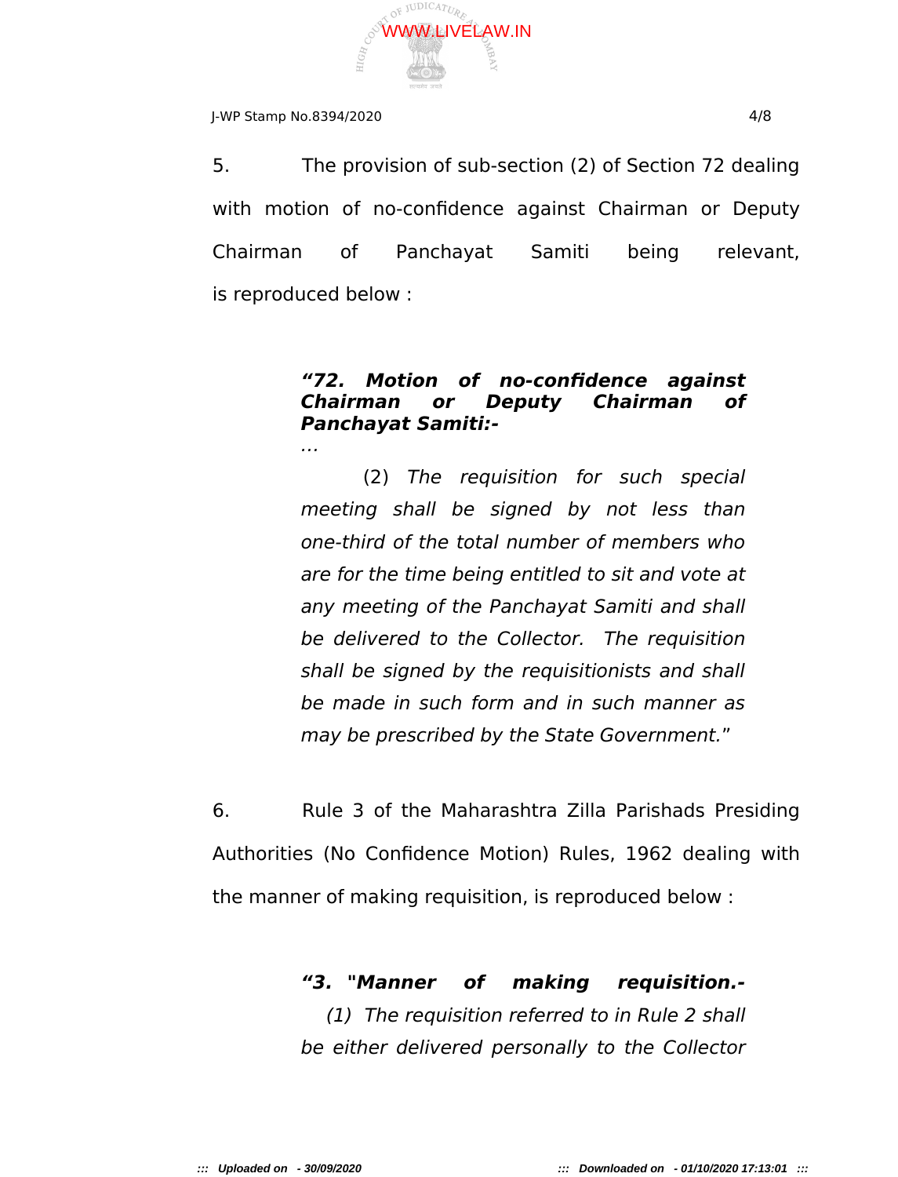5. The provision of sub-section (2) of Section 72 dealing with motion of no-confidence against Chairman or Deputy Chairman of Panchayat Samiti being relevant, is reproduced below :

> ***"72. Motion of no-confidence against Chairman or Deputy Chairman of Panchayat Samiti:-***
>
> *...*
>
> (2) *The requisition for such special meeting shall be signed by not less than one-third of the total number of members who are for the time being entitled to sit and vote at any meeting of the Panchayat Samiti and shall be delivered to the Collector. The requisition shall be signed by the requisitionists and shall be made in such form and in such manner as may be prescribed by the State Government.*"

6. Rule 3 of the Maharashtra Zilla Parishads Presiding Authorities (No Confidence Motion) Rules, 1962 dealing with the manner of making requisition, is reproduced below :

> ***"3. "Manner of making requisition.-***
>
> *(1) The requisition referred to in Rule 2 shall be either delivered personally to the Collector*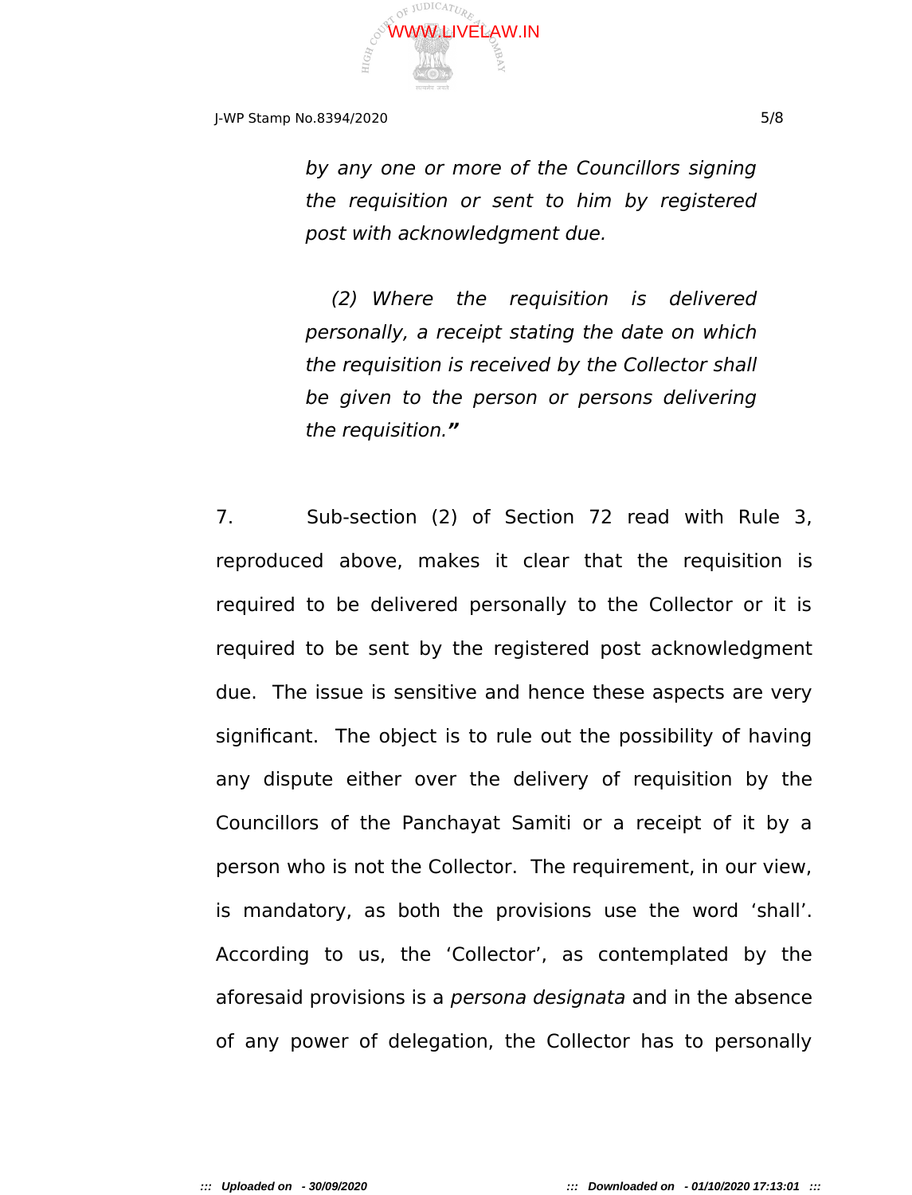*by any one or more of the Councillors signing the requisition or sent to him by registered post with acknowledgment due.*

> *(2) Where the requisition is delivered personally, a receipt stating the date on which the requisition is received by the Collector shall be given to the person or persons delivering the requisition.***"**

7. Sub-section (2) of Section 72 read with Rule 3, reproduced above, makes it clear that the requisition is required to be delivered personally to the Collector or it is required to be sent by the registered post acknowledgment due. The issue is sensitive and hence these aspects are very significant. The object is to rule out the possibility of having any dispute either over the delivery of requisition by the Councillors of the Panchayat Samiti or a receipt of it by a person who is not the Collector. The requirement, in our view, is mandatory, as both the provisions use the word 'shall'. According to us, the 'Collector', as contemplated by the aforesaid provisions is a *persona designata* and in the absence of any power of delegation, the Collector has to personally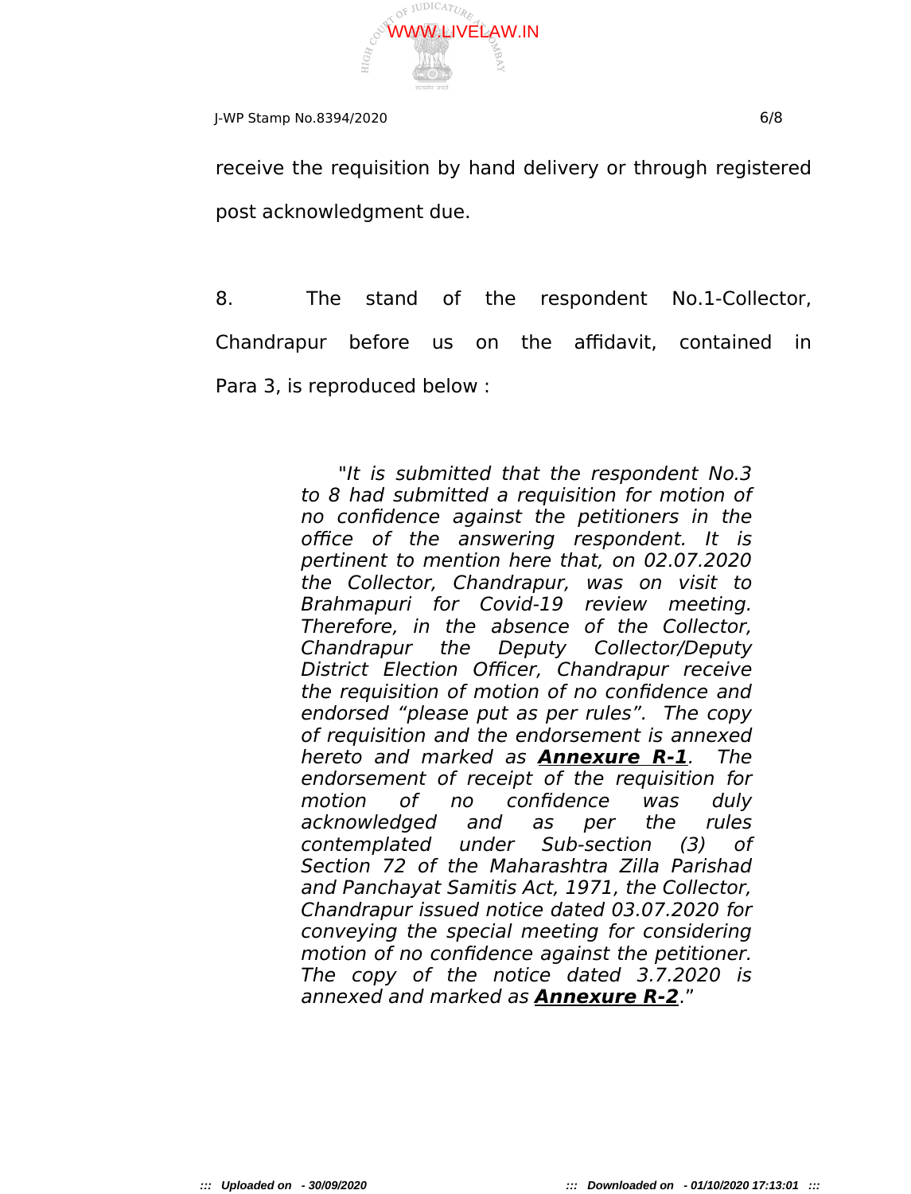receive the requisition by hand delivery or through registered post acknowledgment due.

8. The stand of the respondent No.1-Collector, Chandrapur before us on the affidavit, contained in Para 3, is reproduced below :

> *"It is submitted that the respondent No.3 to 8 had submitted a requisition for motion of no confidence against the petitioners in the office of the answering respondent. It is pertinent to mention here that, on 02.07.2020 the Collector, Chandrapur, was on visit to Brahmapuri for Covid-19 review meeting. Therefore, in the absence of the Collector, Chandrapur the Deputy Collector/Deputy District Election Officer, Chandrapur receive the requisition of motion of no confidence and endorsed "please put as per rules". The copy of requisition and the endorsement is annexed hereto and marked as* ***Annexure R-1****. The endorsement of receipt of the requisition for motion of no confidence was duly acknowledged and as per the rules contemplated under Sub-section (3) of Section 72 of the Maharashtra Zilla Parishad and Panchayat Samitis Act, 1971, the Collector, Chandrapur issued notice dated 03.07.2020 for conveying the special meeting for considering motion of no confidence against the petitioner. The copy of the notice dated 3.7.2020 is annexed and marked as* ***Annexure R-2****."*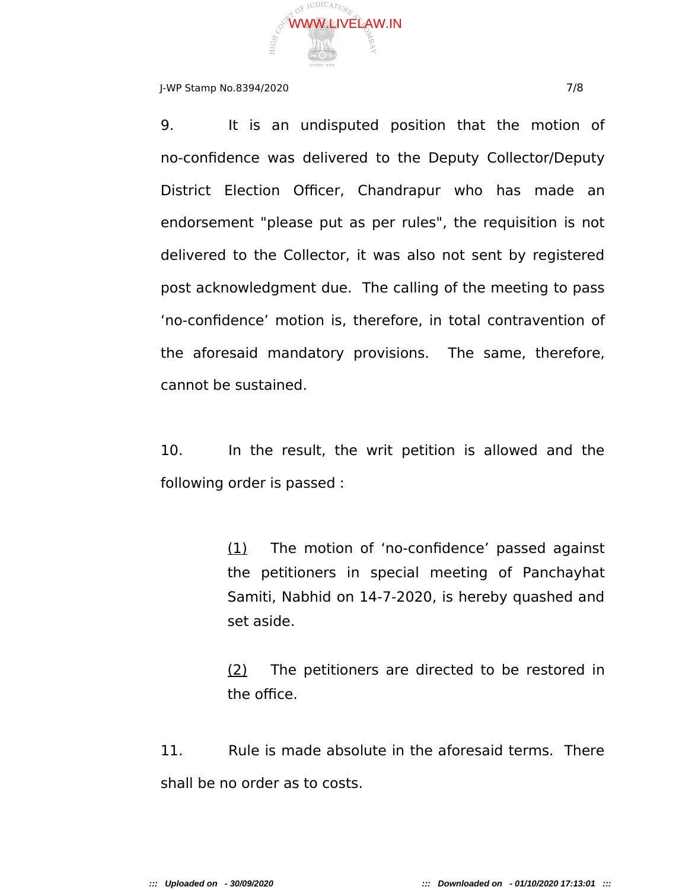9. It is an undisputed position that the motion of no-confidence was delivered to the Deputy Collector/Deputy District Election Officer, Chandrapur who has made an endorsement "please put as per rules", the requisition is not delivered to the Collector, it was also not sent by registered post acknowledgment due. The calling of the meeting to pass 'no-confidence' motion is, therefore, in total contravention of the aforesaid mandatory provisions. The same, therefore, cannot be sustained.

10. In the result, the writ petition is allowed and the following order is passed :

> (1) The motion of 'no-confidence' passed against the petitioners in special meeting of Panchayhat Samiti, Nabhid on 14-7-2020, is hereby quashed and set aside.
>
> (2) The petitioners are directed to be restored in the office.

11. Rule is made absolute in the aforesaid terms. There shall be no order as to costs.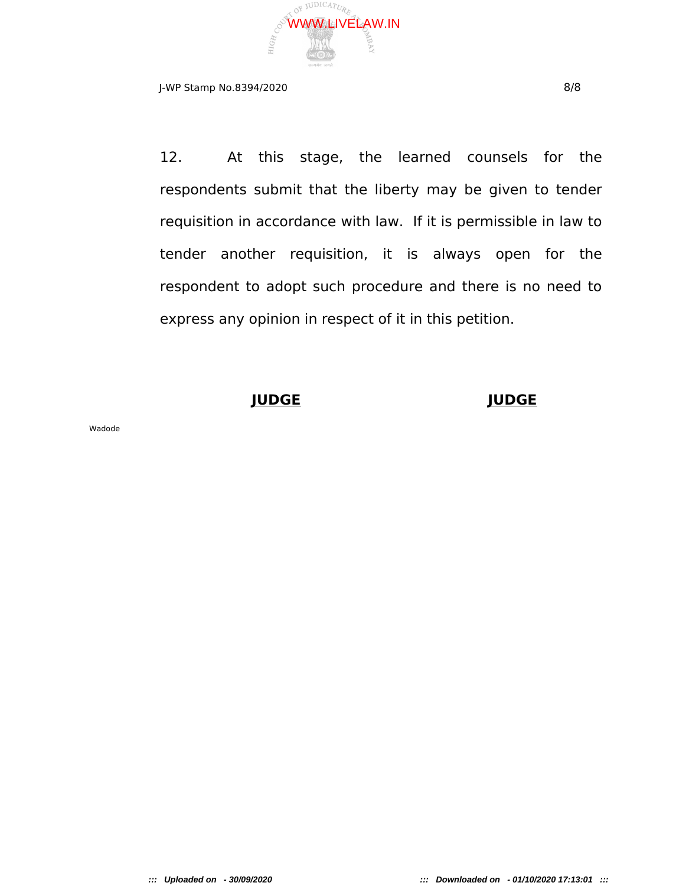12. At this stage, the learned counsels for the respondents submit that the liberty may be given to tender requisition in accordance with law. If it is permissible in law to tender another requisition, it is always open for the respondent to adopt such procedure and there is no need to express any opinion in respect of it in this petition.

**JUDGE** **JUDGE**

Wadode